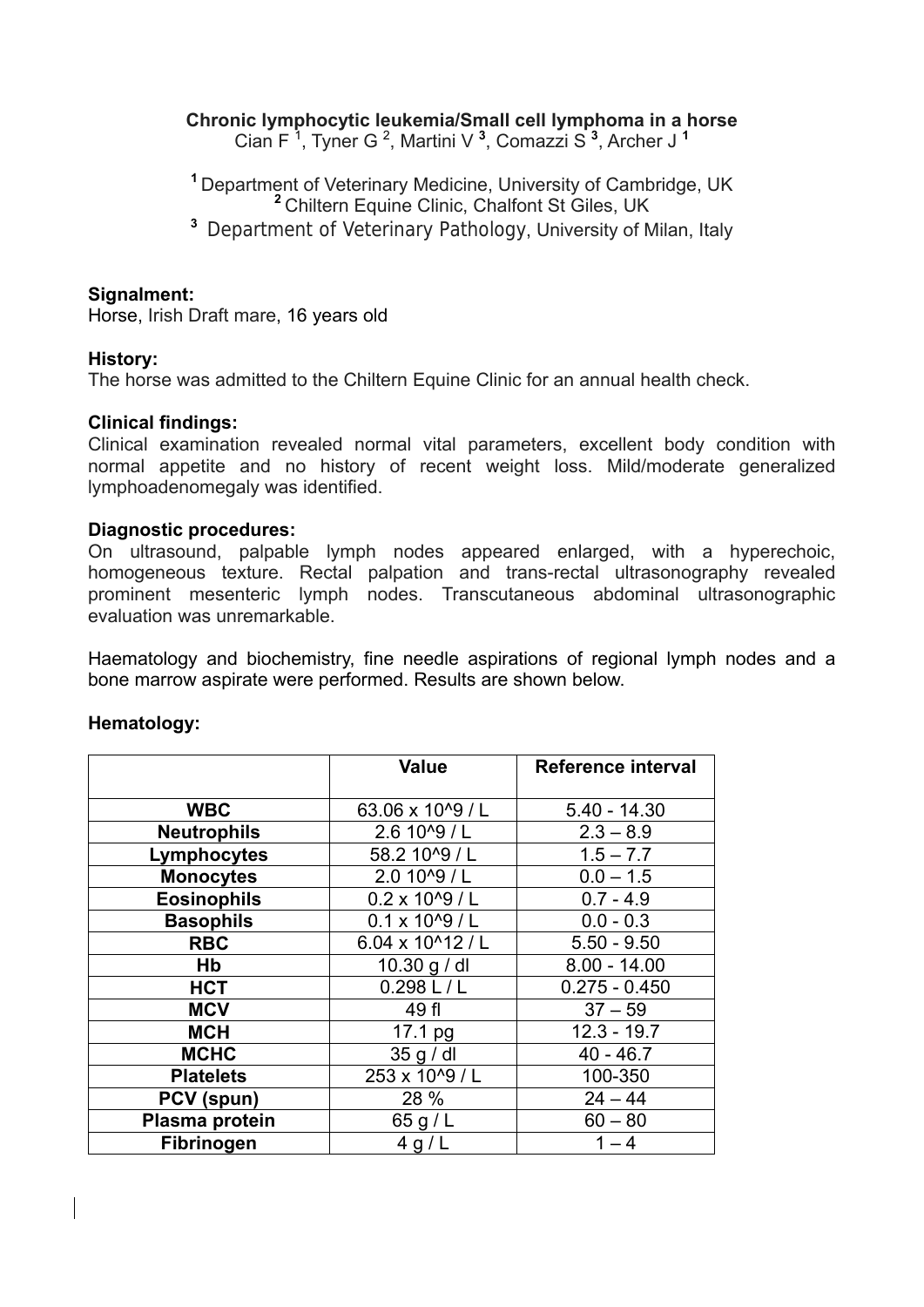# Chronic lymphocytic leukemia/Small cell lymphoma in a horse

Cian F [1], Tyner G [2], Martini V [3], Comazzi S [3], Archer J [1]

[1] Department of Veterinary Medicine, University of Cambridge, UK
[2] Chiltern Equine Clinic, Chalfont St Giles, UK
[3] Department of Veterinary Pathology, University of Milan, Italy

**Signalment:**
Horse, Irish Draft mare, 16 years old

**History:**
The horse was admitted to the Chiltern Equine Clinic for an annual health check.

**Clinical findings:**
Clinical examination revealed normal vital parameters, excellent body condition with normal appetite and no history of recent weight loss. Mild/moderate generalized lymphoadenomegaly was identified.

**Diagnostic procedures:**
On ultrasound, palpable lymph nodes appeared enlarged, with a hyperechoic, homogeneous texture. Rectal palpation and trans-rectal ultrasonography revealed prominent mesenteric lymph nodes. Transcutaneous abdominal ultrasonographic evaluation was unremarkable.

Haematology and biochemistry, fine needle aspirations of regional lymph nodes and a bone marrow aspirate were performed. Results are shown below.

**Hematology:**

| | Value | Reference interval |
|---|---|---|
| **WBC** | 63.06 x 10^9 / L | 5.40 - 14.30 |
| **Neutrophils** | 2.6 10^9 / L | 2.3 – 8.9 |
| **Lymphocytes** | 58.2 10^9 / L | 1.5 – 7.7 |
| **Monocytes** | 2.0 10^9 / L | 0.0 – 1.5 |
| **Eosinophils** | 0.2 x 10^9 / L | 0.7 - 4.9 |
| **Basophils** | 0.1 x 10^9 / L | 0.0 - 0.3 |
| **RBC** | 6.04 x 10^12 / L | 5.50 - 9.50 |
| **Hb** | 10.30 g / dl | 8.00 - 14.00 |
| **HCT** | 0.298 L / L | 0.275 - 0.450 |
| **MCV** | 49 fl | 37 – 59 |
| **MCH** | 17.1 pg | 12.3 - 19.7 |
| **MCHC** | 35 g / dl | 40 - 46.7 |
| **Platelets** | 253 x 10^9 / L | 100-350 |
| **PCV (spun)** | 28 % | 24 – 44 |
| **Plasma protein** | 65 g / L | 60 – 80 |
| **Fibrinogen** | 4 g / L | 1 – 4 |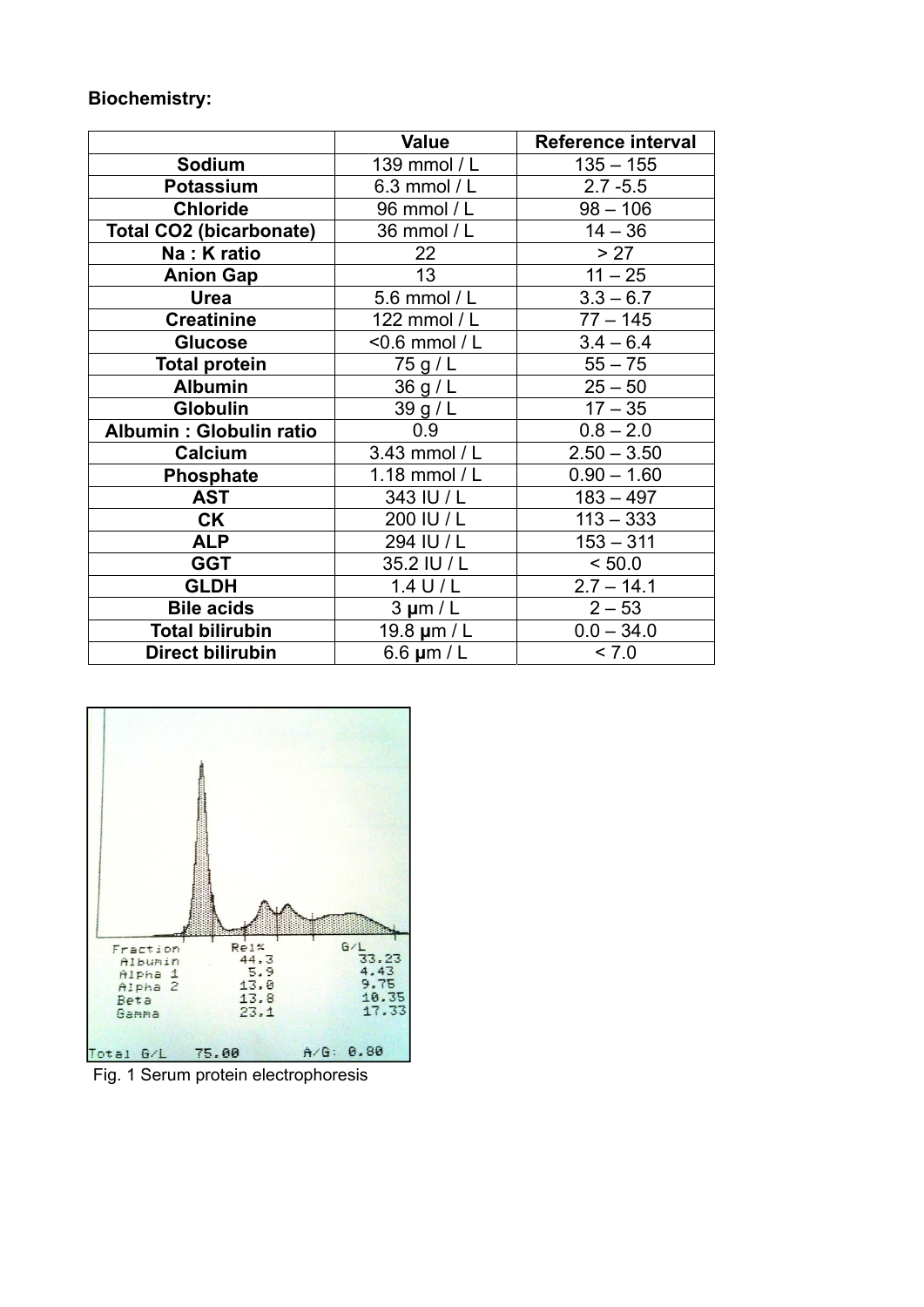**Biochemistry:**

| | Value | Reference interval |
|---|---|---|
| **Sodium** | 139 mmol / L | 135 – 155 |
| **Potassium** | 6.3 mmol / L | 2.7 -5.5 |
| **Chloride** | 96 mmol / L | 98 – 106 |
| **Total CO2 (bicarbonate)** | 36 mmol / L | 14 – 36 |
| **Na : K ratio** | 22 | > 27 |
| **Anion Gap** | 13 | 11 – 25 |
| **Urea** | 5.6 mmol / L | 3.3 – 6.7 |
| **Creatinine** | 122 mmol / L | 77 – 145 |
| **Glucose** | <0.6 mmol / L | 3.4 – 6.4 |
| **Total protein** | 75 g / L | 55 – 75 |
| **Albumin** | 36 g / L | 25 – 50 |
| **Globulin** | 39 g / L | 17 – 35 |
| **Albumin : Globulin ratio** | 0.9 | 0.8 – 2.0 |
| **Calcium** | 3.43 mmol / L | 2.50 – 3.50 |
| **Phosphate** | 1.18 mmol / L | 0.90 – 1.60 |
| **AST** | 343 IU / L | 183 – 497 |
| **CK** | 200 IU / L | 113 – 333 |
| **ALP** | 294 IU / L | 153 – 311 |
| **GGT** | 35.2 IU / L | < 50.0 |
| **GLDH** | 1.4 U / L | 2.7 – 14.1 |
| **Bile acids** | 3 **µ**m / L | 2 – 53 |
| **Total bilirubin** | 19.8 **µ**m / L | 0.0 – 34.0 |
| **Direct bilirubin** | 6.6 **µ**m / L | < 7.0 |

Fig. 1 Serum protein electrophoresis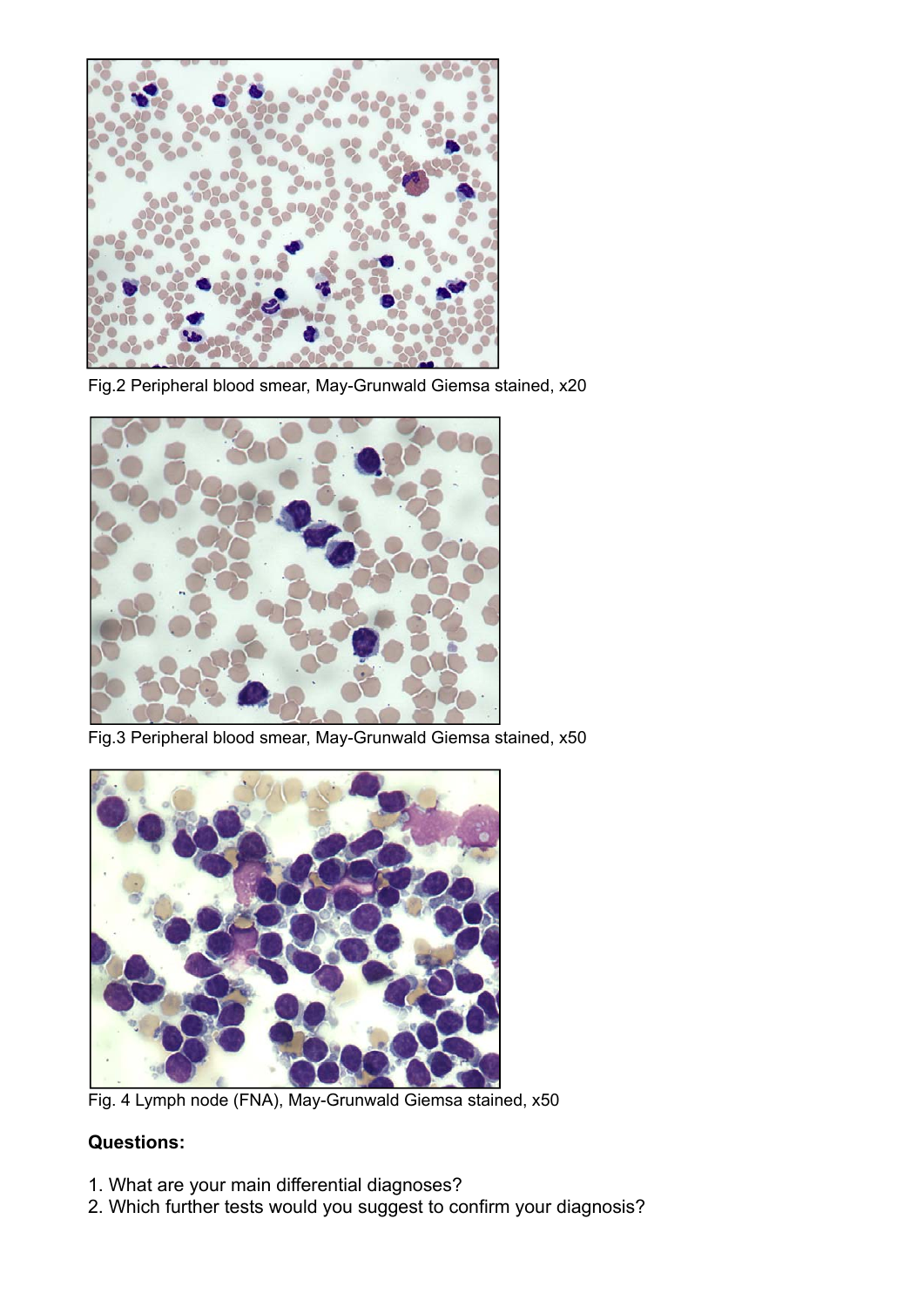Fig.2 Peripheral blood smear, May-Grunwald Giemsa stained, x20

Fig.3 Peripheral blood smear, May-Grunwald Giemsa stained, x50

Fig. 4 Lymph node (FNA), May-Grunwald Giemsa stained, x50

**Questions:**

1. What are your main differential diagnoses?
2. Which further tests would you suggest to confirm your diagnosis?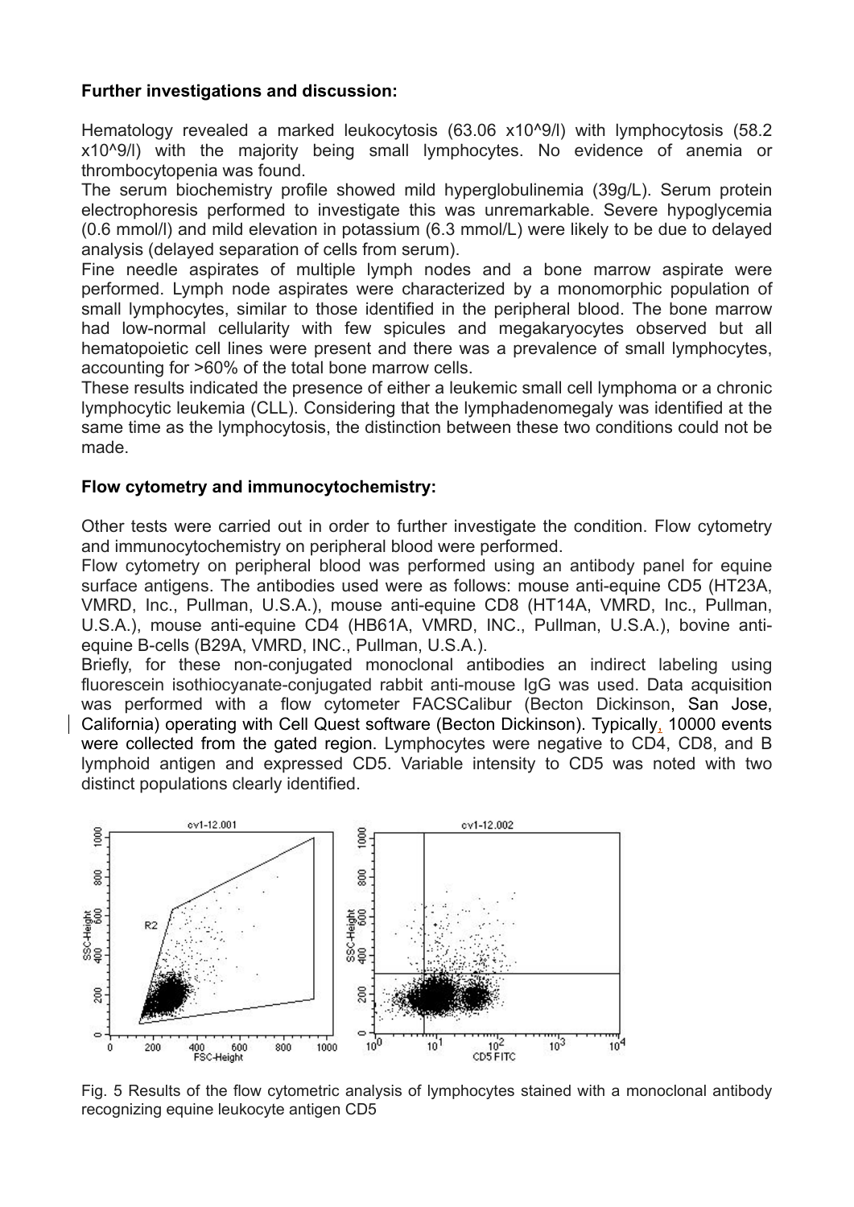**Further investigations and discussion:**

Hematology revealed a marked leukocytosis (63.06 x10^9/l) with lymphocytosis (58.2 x10^9/l) with the majority being small lymphocytes. No evidence of anemia or thrombocytopenia was found.

The serum biochemistry profile showed mild hyperglobulinemia (39g/L). Serum protein electrophoresis performed to investigate this was unremarkable. Severe hypoglycemia (0.6 mmol/l) and mild elevation in potassium (6.3 mmol/L) were likely to be due to delayed analysis (delayed separation of cells from serum).

Fine needle aspirates of multiple lymph nodes and a bone marrow aspirate were performed. Lymph node aspirates were characterized by a monomorphic population of small lymphocytes, similar to those identified in the peripheral blood. The bone marrow had low-normal cellularity with few spicules and megakaryocytes observed but all hematopoietic cell lines were present and there was a prevalence of small lymphocytes, accounting for >60% of the total bone marrow cells.

These results indicated the presence of either a leukemic small cell lymphoma or a chronic lymphocytic leukemia (CLL). Considering that the lymphadenomegaly was identified at the same time as the lymphocytosis, the distinction between these two conditions could not be made.

**Flow cytometry and immunocytochemistry:**

Other tests were carried out in order to further investigate the condition. Flow cytometry and immunocytochemistry on peripheral blood were performed.

Flow cytometry on peripheral blood was performed using an antibody panel for equine surface antigens. The antibodies used were as follows: mouse anti-equine CD5 (HT23A, VMRD, Inc., Pullman, U.S.A.), mouse anti-equine CD8 (HT14A, VMRD, Inc., Pullman, U.S.A.), mouse anti-equine CD4 (HB61A, VMRD, INC., Pullman, U.S.A.), bovine anti-equine B-cells (B29A, VMRD, INC., Pullman, U.S.A.).

Briefly, for these non-conjugated monoclonal antibodies an indirect labeling using fluorescein isothiocyanate-conjugated rabbit anti-mouse IgG was used. Data acquisition was performed with a flow cytometer FACSCalibur (Becton Dickinson, San Jose, California) operating with Cell Quest software (Becton Dickinson). Typically, 10000 events were collected from the gated region. Lymphocytes were negative to CD4, CD8, and B lymphoid antigen and expressed CD5. Variable intensity to CD5 was noted with two distinct populations clearly identified.

Fig. 5 Results of the flow cytometric analysis of lymphocytes stained with a monoclonal antibody recognizing equine leukocyte antigen CD5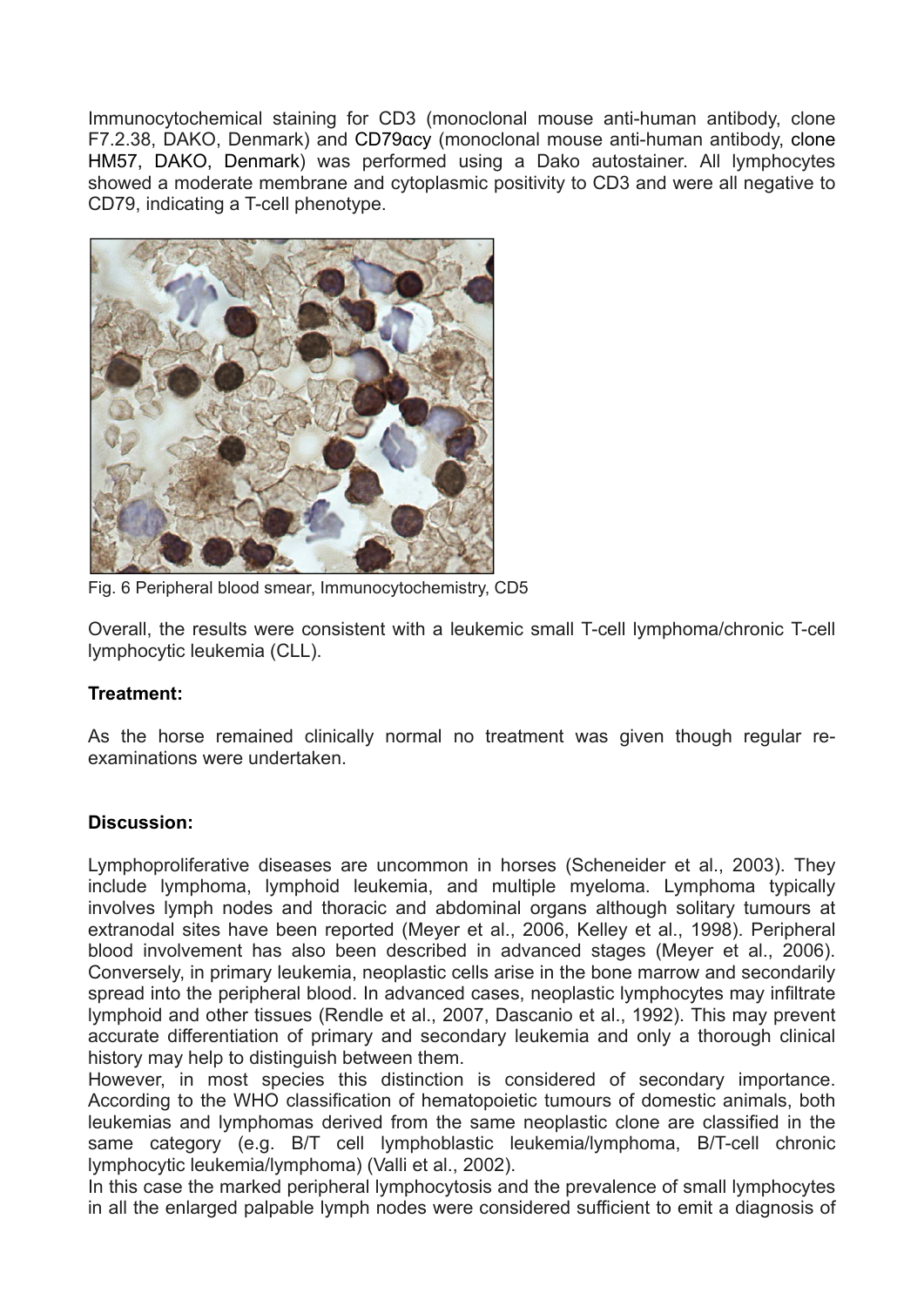Immunocytochemical staining for CD3 (monoclonal mouse anti-human antibody, clone F7.2.38, DAKO, Denmark) and CD79αcy (monoclonal mouse anti-human antibody, clone HM57, DAKO, Denmark) was performed using a Dako autostainer. All lymphocytes showed a moderate membrane and cytoplasmic positivity to CD3 and were all negative to CD79, indicating a T-cell phenotype.

Fig. 6 Peripheral blood smear, Immunocytochemistry, CD5

Overall, the results were consistent with a leukemic small T-cell lymphoma/chronic T-cell lymphocytic leukemia (CLL).

**Treatment:**

As the horse remained clinically normal no treatment was given though regular re-examinations were undertaken.

**Discussion:**

Lymphoproliferative diseases are uncommon in horses (Scheneider et al., 2003). They include lymphoma, lymphoid leukemia, and multiple myeloma. Lymphoma typically involves lymph nodes and thoracic and abdominal organs although solitary tumours at extranodal sites have been reported (Meyer et al., 2006, Kelley et al., 1998). Peripheral blood involvement has also been described in advanced stages (Meyer et al., 2006). Conversely, in primary leukemia, neoplastic cells arise in the bone marrow and secondarily spread into the peripheral blood. In advanced cases, neoplastic lymphocytes may infiltrate lymphoid and other tissues (Rendle et al., 2007, Dascanio et al., 1992). This may prevent accurate differentiation of primary and secondary leukemia and only a thorough clinical history may help to distinguish between them.

However, in most species this distinction is considered of secondary importance. According to the WHO classification of hematopoietic tumours of domestic animals, both leukemias and lymphomas derived from the same neoplastic clone are classified in the same category (e.g. B/T cell lymphoblastic leukemia/lymphoma, B/T-cell chronic lymphocytic leukemia/lymphoma) (Valli et al., 2002).

In this case the marked peripheral lymphocytosis and the prevalence of small lymphocytes in all the enlarged palpable lymph nodes were considered sufficient to emit a diagnosis of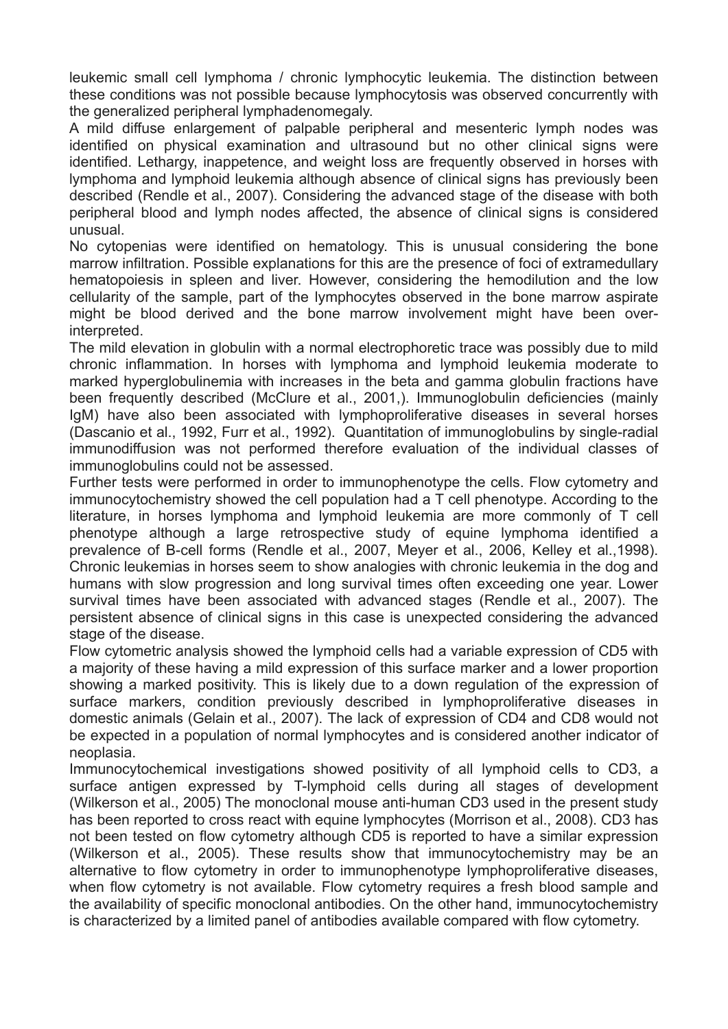leukemic small cell lymphoma / chronic lymphocytic leukemia. The distinction between these conditions was not possible because lymphocytosis was observed concurrently with the generalized peripheral lymphadenomegaly.

A mild diffuse enlargement of palpable peripheral and mesenteric lymph nodes was identified on physical examination and ultrasound but no other clinical signs were identified. Lethargy, inappetence, and weight loss are frequently observed in horses with lymphoma and lymphoid leukemia although absence of clinical signs has previously been described (Rendle et al., 2007). Considering the advanced stage of the disease with both peripheral blood and lymph nodes affected, the absence of clinical signs is considered unusual.

No cytopenias were identified on hematology. This is unusual considering the bone marrow infiltration. Possible explanations for this are the presence of foci of extramedullary hematopoiesis in spleen and liver. However, considering the hemodilution and the low cellularity of the sample, part of the lymphocytes observed in the bone marrow aspirate might be blood derived and the bone marrow involvement might have been over-interpreted.

The mild elevation in globulin with a normal electrophoretic trace was possibly due to mild chronic inflammation. In horses with lymphoma and lymphoid leukemia moderate to marked hyperglobulinemia with increases in the beta and gamma globulin fractions have been frequently described (McClure et al., 2001,). Immunoglobulin deficiencies (mainly IgM) have also been associated with lymphoproliferative diseases in several horses (Dascanio et al., 1992, Furr et al., 1992). Quantitation of immunoglobulins by single-radial immunodiffusion was not performed therefore evaluation of the individual classes of immunoglobulins could not be assessed.

Further tests were performed in order to immunophenotype the cells. Flow cytometry and immunocytochemistry showed the cell population had a T cell phenotype. According to the literature, in horses lymphoma and lymphoid leukemia are more commonly of T cell phenotype although a large retrospective study of equine lymphoma identified a prevalence of B-cell forms (Rendle et al., 2007, Meyer et al., 2006, Kelley et al.,1998). Chronic leukemias in horses seem to show analogies with chronic leukemia in the dog and humans with slow progression and long survival times often exceeding one year. Lower survival times have been associated with advanced stages (Rendle et al., 2007). The persistent absence of clinical signs in this case is unexpected considering the advanced stage of the disease.

Flow cytometric analysis showed the lymphoid cells had a variable expression of CD5 with a majority of these having a mild expression of this surface marker and a lower proportion showing a marked positivity. This is likely due to a down regulation of the expression of surface markers, condition previously described in lymphoproliferative diseases in domestic animals (Gelain et al., 2007). The lack of expression of CD4 and CD8 would not be expected in a population of normal lymphocytes and is considered another indicator of neoplasia.

Immunocytochemical investigations showed positivity of all lymphoid cells to CD3, a surface antigen expressed by T-lymphoid cells during all stages of development (Wilkerson et al., 2005) The monoclonal mouse anti-human CD3 used in the present study has been reported to cross react with equine lymphocytes (Morrison et al., 2008). CD3 has not been tested on flow cytometry although CD5 is reported to have a similar expression (Wilkerson et al., 2005). These results show that immunocytochemistry may be an alternative to flow cytometry in order to immunophenotype lymphoproliferative diseases, when flow cytometry is not available. Flow cytometry requires a fresh blood sample and the availability of specific monoclonal antibodies. On the other hand, immunocytochemistry is characterized by a limited panel of antibodies available compared with flow cytometry.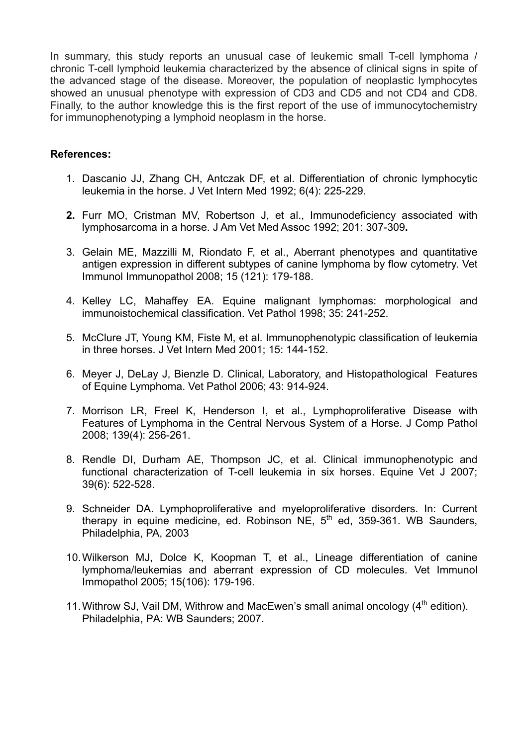In summary, this study reports an unusual case of leukemic small T-cell lymphoma / chronic T-cell lymphoid leukemia characterized by the absence of clinical signs in spite of the advanced stage of the disease. Moreover, the population of neoplastic lymphocytes showed an unusual phenotype with expression of CD3 and CD5 and not CD4 and CD8. Finally, to the author knowledge this is the first report of the use of immunocytochemistry for immunophenotyping a lymphoid neoplasm in the horse.

**References:**

1. Dascanio JJ, Zhang CH, Antczak DF, et al. Differentiation of chronic lymphocytic leukemia in the horse. J Vet Intern Med 1992; 6(4): 225-229.

2. Furr MO, Cristman MV, Robertson J, et al., Immunodeficiency associated with lymphosarcoma in a horse. J Am Vet Med Assoc 1992; 201: 307-309.

3. Gelain ME, Mazzilli M, Riondato F, et al., Aberrant phenotypes and quantitative antigen expression in different subtypes of canine lymphoma by flow cytometry. Vet Immunol Immunopathol 2008; 15 (121): 179-188.

4. Kelley LC, Mahaffey EA. Equine malignant lymphomas: morphological and immunoistochemical classification. Vet Pathol 1998; 35: 241-252.

5. McClure JT, Young KM, Fiste M, et al. Immunophenotypic classification of leukemia in three horses. J Vet Intern Med 2001; 15: 144-152.

6. Meyer J, DeLay J, Bienzle D. Clinical, Laboratory, and Histopathological Features of Equine Lymphoma. Vet Pathol 2006; 43: 914-924.

7. Morrison LR, Freel K, Henderson I, et al., Lymphoproliferative Disease with Features of Lymphoma in the Central Nervous System of a Horse. J Comp Pathol 2008; 139(4): 256-261.

8. Rendle DI, Durham AE, Thompson JC, et al. Clinical immunophenotypic and functional characterization of T-cell leukemia in six horses. Equine Vet J 2007; 39(6): 522-528.

9. Schneider DA. Lymphoproliferative and myeloproliferative disorders. In: Current therapy in equine medicine, ed. Robinson NE, 5th ed, 359-361. WB Saunders, Philadelphia, PA, 2003

10. Wilkerson MJ, Dolce K, Koopman T, et al., Lineage differentiation of canine lymphoma/leukemias and aberrant expression of CD molecules. Vet Immunol Immopathol 2005; 15(106): 179-196.

11. Withrow SJ, Vail DM, Withrow and MacEwen's small animal oncology (4th edition). Philadelphia, PA: WB Saunders; 2007.